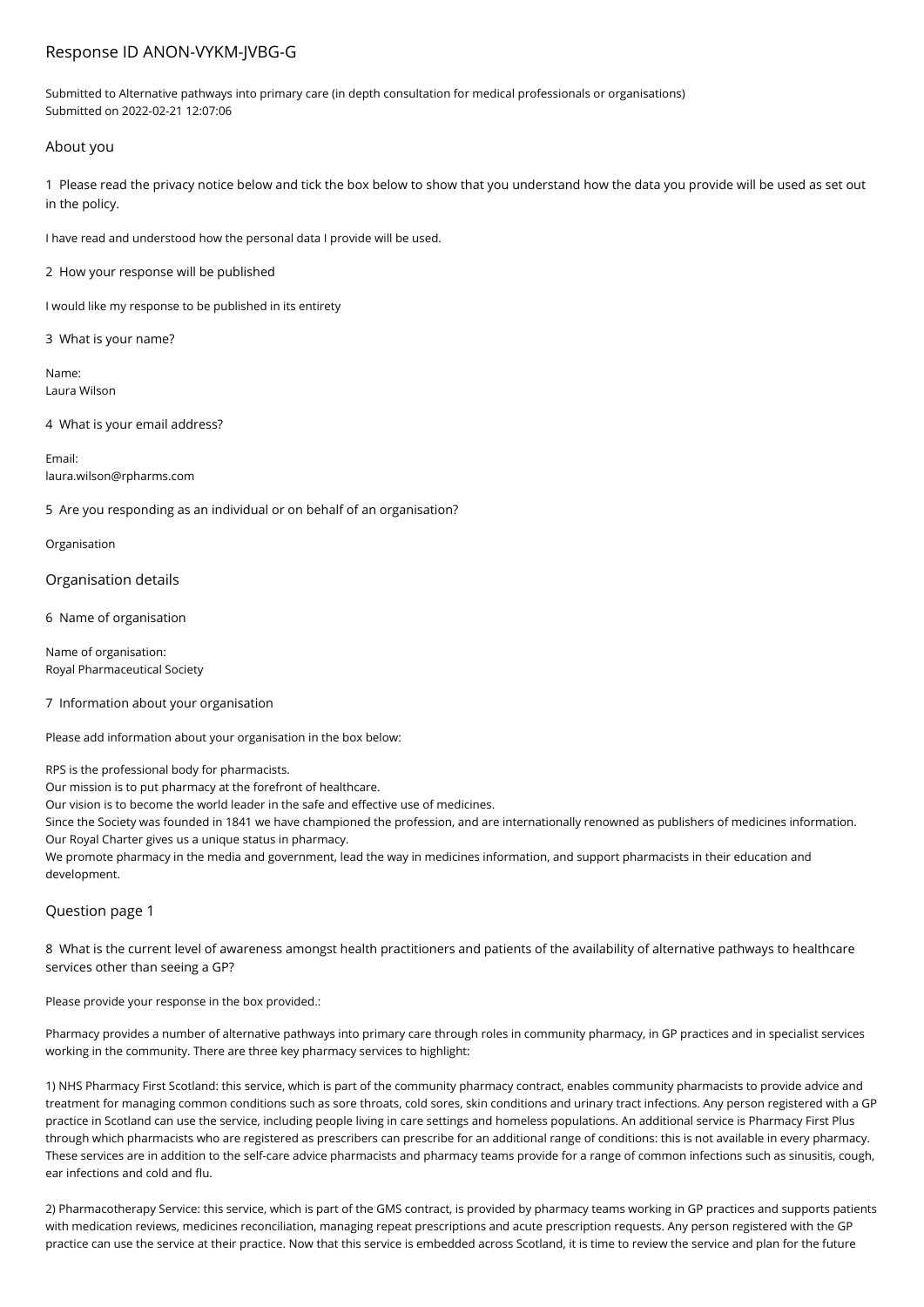# Response ID ANON-VYKM-JVBG-G

Submitted to Alternative pathways into primary care (in depth consultation for medical professionals or organisations)
Submitted on 2022-02-21 12:07:06

## About you

1 Please read the privacy notice below and tick the box below to show that you understand how the data you provide will be used as set out in the policy.

I have read and understood how the personal data I provide will be used.

2 How your response will be published

I would like my response to be published in its entirety

3 What is your name?

Name:
Laura Wilson

4 What is your email address?

Email:
laura.wilson@rpharms.com

5 Are you responding as an individual or on behalf of an organisation?

Organisation

## Organisation details

6 Name of organisation

Name of organisation:
Royal Pharmaceutical Society

7 Information about your organisation

Please add information about your organisation in the box below:

RPS is the professional body for pharmacists.
Our mission is to put pharmacy at the forefront of healthcare.
Our vision is to become the world leader in the safe and effective use of medicines.
Since the Society was founded in 1841 we have championed the profession, and are internationally renowned as publishers of medicines information.
Our Royal Charter gives us a unique status in pharmacy.
We promote pharmacy in the media and government, lead the way in medicines information, and support pharmacists in their education and development.

## Question page 1

8 What is the current level of awareness amongst health practitioners and patients of the availability of alternative pathways to healthcare services other than seeing a GP?

Please provide your response in the box provided.:

Pharmacy provides a number of alternative pathways into primary care through roles in community pharmacy, in GP practices and in specialist services working in the community. There are three key pharmacy services to highlight:

1) NHS Pharmacy First Scotland: this service, which is part of the community pharmacy contract, enables community pharmacists to provide advice and treatment for managing common conditions such as sore throats, cold sores, skin conditions and urinary tract infections. Any person registered with a GP practice in Scotland can use the service, including people living in care settings and homeless populations. An additional service is Pharmacy First Plus through which pharmacists who are registered as prescribers can prescribe for an additional range of conditions: this is not available in every pharmacy. These services are in addition to the self-care advice pharmacists and pharmacy teams provide for a range of common infections such as sinusitis, cough, ear infections and cold and flu.

2) Pharmacotherapy Service: this service, which is part of the GMS contract, is provided by pharmacy teams working in GP practices and supports patients with medication reviews, medicines reconciliation, managing repeat prescriptions and acute prescription requests. Any person registered with the GP practice can use the service at their practice. Now that this service is embedded across Scotland, it is time to review the service and plan for the future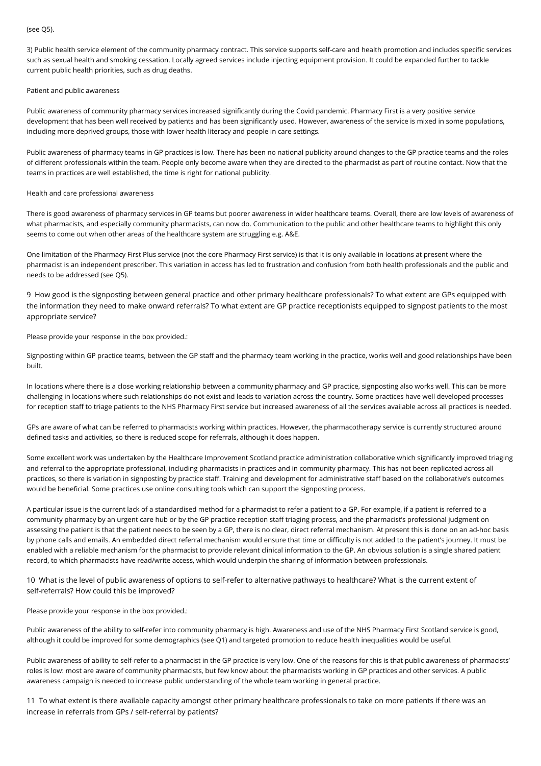(see Q5).

3) Public health service element of the community pharmacy contract. This service supports self-care and health promotion and includes specific services such as sexual health and smoking cessation. Locally agreed services include injecting equipment provision. It could be expanded further to tackle current public health priorities, such as drug deaths.

Patient and public awareness

Public awareness of community pharmacy services increased significantly during the Covid pandemic. Pharmacy First is a very positive service development that has been well received by patients and has been significantly used. However, awareness of the service is mixed in some populations, including more deprived groups, those with lower health literacy and people in care settings.

Public awareness of pharmacy teams in GP practices is low. There has been no national publicity around changes to the GP practice teams and the roles of different professionals within the team. People only become aware when they are directed to the pharmacist as part of routine contact. Now that the teams in practices are well established, the time is right for national publicity.

Health and care professional awareness

There is good awareness of pharmacy services in GP teams but poorer awareness in wider healthcare teams. Overall, there are low levels of awareness of what pharmacists, and especially community pharmacists, can now do. Communication to the public and other healthcare teams to highlight this only seems to come out when other areas of the healthcare system are struggling e.g. A&E.

One limitation of the Pharmacy First Plus service (not the core Pharmacy First service) is that it is only available in locations at present where the pharmacist is an independent prescriber. This variation in access has led to frustration and confusion from both health professionals and the public and needs to be addressed (see Q5).

### 9 How good is the signposting between general practice and other primary healthcare professionals? To what extent are GPs equipped with the information they need to make onward referrals? To what extent are GP practice receptionists equipped to signpost patients to the most appropriate service?

Please provide your response in the box provided.:

Signposting within GP practice teams, between the GP staff and the pharmacy team working in the practice, works well and good relationships have been built.

In locations where there is a close working relationship between a community pharmacy and GP practice, signposting also works well. This can be more challenging in locations where such relationships do not exist and leads to variation across the country. Some practices have well developed processes for reception staff to triage patients to the NHS Pharmacy First service but increased awareness of all the services available across all practices is needed.

GPs are aware of what can be referred to pharmacists working within practices. However, the pharmacotherapy service is currently structured around defined tasks and activities, so there is reduced scope for referrals, although it does happen.

Some excellent work was undertaken by the Healthcare Improvement Scotland practice administration collaborative which significantly improved triaging and referral to the appropriate professional, including pharmacists in practices and in community pharmacy. This has not been replicated across all practices, so there is variation in signposting by practice staff. Training and development for administrative staff based on the collaborative's outcomes would be beneficial. Some practices use online consulting tools which can support the signposting process.

A particular issue is the current lack of a standardised method for a pharmacist to refer a patient to a GP. For example, if a patient is referred to a community pharmacy by an urgent care hub or by the GP practice reception staff triaging process, and the pharmacist's professional judgment on assessing the patient is that the patient needs to be seen by a GP, there is no clear, direct referral mechanism. At present this is done on an ad-hoc basis by phone calls and emails. An embedded direct referral mechanism would ensure that time or difficulty is not added to the patient's journey. It must be enabled with a reliable mechanism for the pharmacist to provide relevant clinical information to the GP. An obvious solution is a single shared patient record, to which pharmacists have read/write access, which would underpin the sharing of information between professionals.

### 10 What is the level of public awareness of options to self-refer to alternative pathways to healthcare? What is the current extent of self-referrals? How could this be improved?

Please provide your response in the box provided.:

Public awareness of the ability to self-refer into community pharmacy is high. Awareness and use of the NHS Pharmacy First Scotland service is good, although it could be improved for some demographics (see Q1) and targeted promotion to reduce health inequalities would be useful.

Public awareness of ability to self-refer to a pharmacist in the GP practice is very low. One of the reasons for this is that public awareness of pharmacists' roles is low: most are aware of community pharmacists, but few know about the pharmacists working in GP practices and other services. A public awareness campaign is needed to increase public understanding of the whole team working in general practice.

### 11 To what extent is there available capacity amongst other primary healthcare professionals to take on more patients if there was an increase in referrals from GPs / self-referral by patients?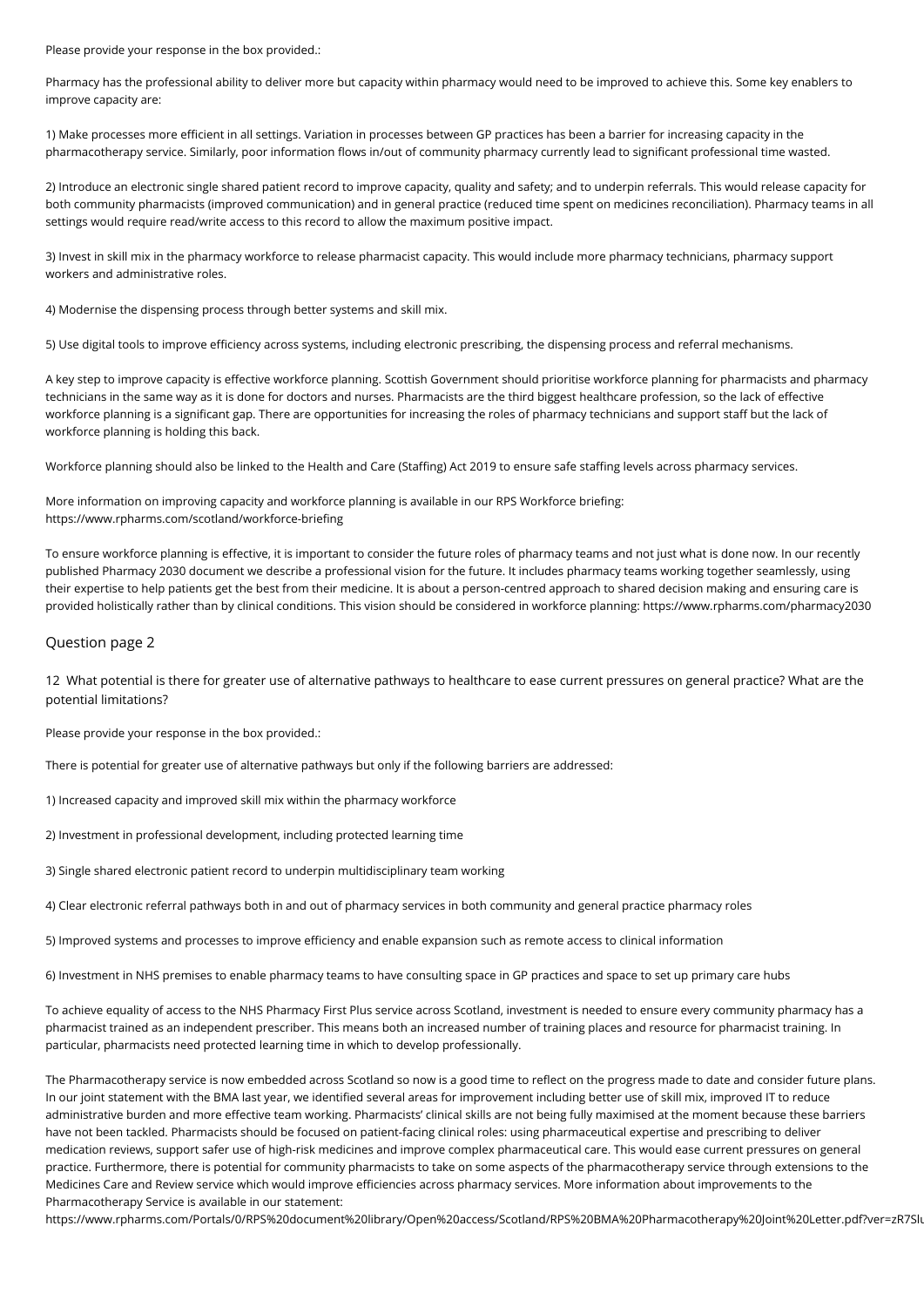Please provide your response in the box provided.:

Pharmacy has the professional ability to deliver more but capacity within pharmacy would need to be improved to achieve this. Some key enablers to improve capacity are:

1) Make processes more efficient in all settings. Variation in processes between GP practices has been a barrier for increasing capacity in the pharmacotherapy service. Similarly, poor information flows in/out of community pharmacy currently lead to significant professional time wasted.

2) Introduce an electronic single shared patient record to improve capacity, quality and safety; and to underpin referrals. This would release capacity for both community pharmacists (improved communication) and in general practice (reduced time spent on medicines reconciliation). Pharmacy teams in all settings would require read/write access to this record to allow the maximum positive impact.

3) Invest in skill mix in the pharmacy workforce to release pharmacist capacity. This would include more pharmacy technicians, pharmacy support workers and administrative roles.

4) Modernise the dispensing process through better systems and skill mix.

5) Use digital tools to improve efficiency across systems, including electronic prescribing, the dispensing process and referral mechanisms.

A key step to improve capacity is effective workforce planning. Scottish Government should prioritise workforce planning for pharmacists and pharmacy technicians in the same way as it is done for doctors and nurses. Pharmacists are the third biggest healthcare profession, so the lack of effective workforce planning is a significant gap. There are opportunities for increasing the roles of pharmacy technicians and support staff but the lack of workforce planning is holding this back.

Workforce planning should also be linked to the Health and Care (Staffing) Act 2019 to ensure safe staffing levels across pharmacy services.

More information on improving capacity and workforce planning is available in our RPS Workforce briefing:
https://www.rpharms.com/scotland/workforce-briefing

To ensure workforce planning is effective, it is important to consider the future roles of pharmacy teams and not just what is done now. In our recently published Pharmacy 2030 document we describe a professional vision for the future. It includes pharmacy teams working together seamlessly, using their expertise to help patients get the best from their medicine. It is about a person-centred approach to shared decision making and ensuring care is provided holistically rather than by clinical conditions. This vision should be considered in workforce planning: https://www.rpharms.com/pharmacy2030

## Question page 2

12 What potential is there for greater use of alternative pathways to healthcare to ease current pressures on general practice? What are the potential limitations?

Please provide your response in the box provided.:

There is potential for greater use of alternative pathways but only if the following barriers are addressed:

1) Increased capacity and improved skill mix within the pharmacy workforce

2) Investment in professional development, including protected learning time

3) Single shared electronic patient record to underpin multidisciplinary team working

4) Clear electronic referral pathways both in and out of pharmacy services in both community and general practice pharmacy roles

5) Improved systems and processes to improve efficiency and enable expansion such as remote access to clinical information

6) Investment in NHS premises to enable pharmacy teams to have consulting space in GP practices and space to set up primary care hubs

To achieve equality of access to the NHS Pharmacy First Plus service across Scotland, investment is needed to ensure every community pharmacy has a pharmacist trained as an independent prescriber. This means both an increased number of training places and resource for pharmacist training. In particular, pharmacists need protected learning time in which to develop professionally.

The Pharmacotherapy service is now embedded across Scotland so now is a good time to reflect on the progress made to date and consider future plans. In our joint statement with the BMA last year, we identified several areas for improvement including better use of skill mix, improved IT to reduce administrative burden and more effective team working. Pharmacists' clinical skills are not being fully maximised at the moment because these barriers have not been tackled. Pharmacists should be focused on patient-facing clinical roles: using pharmaceutical expertise and prescribing to deliver medication reviews, support safer use of high-risk medicines and improve complex pharmaceutical care. This would ease current pressures on general practice. Furthermore, there is potential for community pharmacists to take on some aspects of the pharmacotherapy service through extensions to the Medicines Care and Review service which would improve efficiencies across pharmacy services. More information about improvements to the Pharmacotherapy Service is available in our statement:
https://www.rpharms.com/Portals/0/RPS%20document%20library/Open%20access/Scotland/RPS%20BMA%20Pharmacotherapy%20Joint%20Letter.pdf?ver=zR7Slu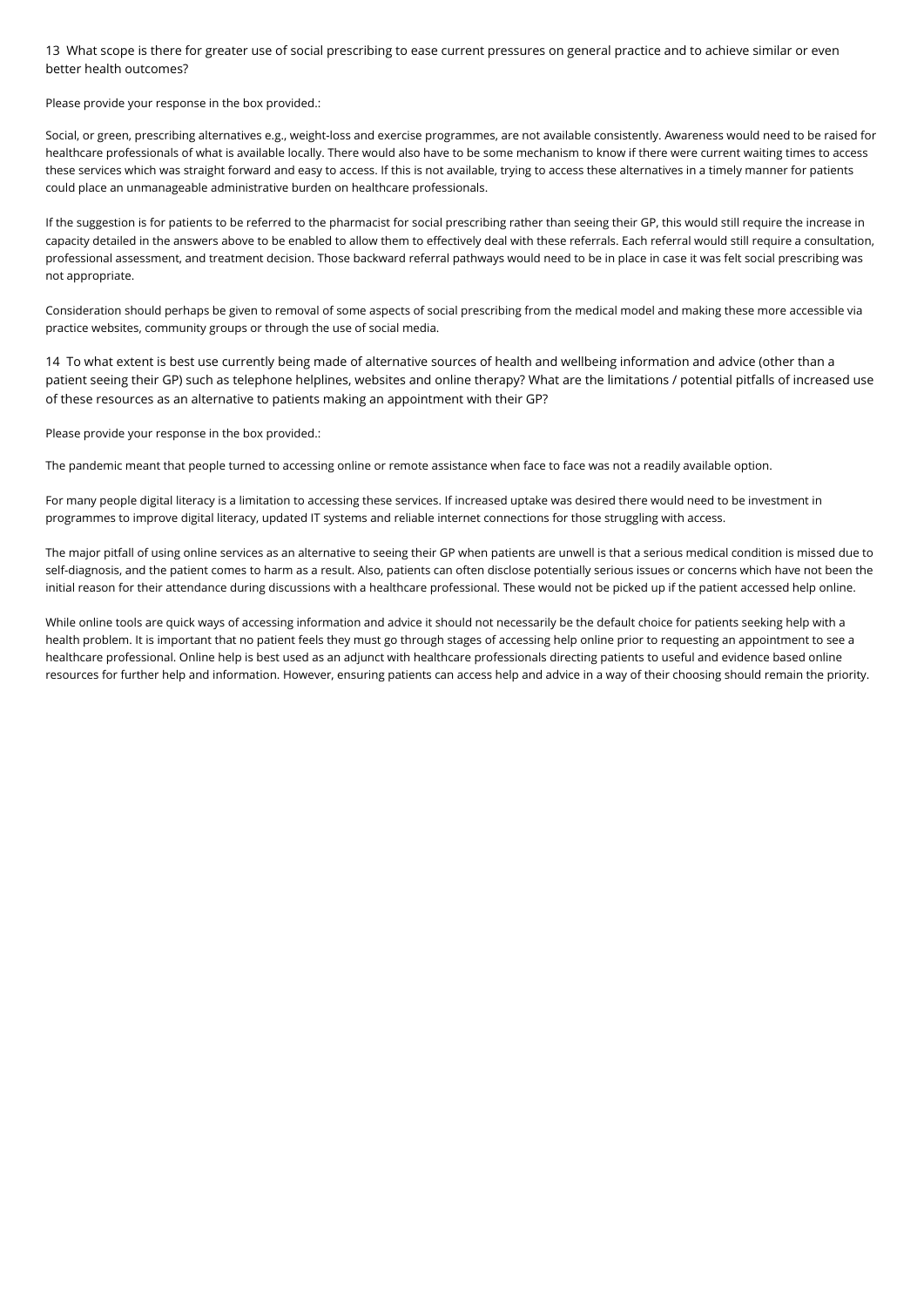13 What scope is there for greater use of social prescribing to ease current pressures on general practice and to achieve similar or even better health outcomes?

Please provide your response in the box provided.:

Social, or green, prescribing alternatives e.g., weight-loss and exercise programmes, are not available consistently. Awareness would need to be raised for healthcare professionals of what is available locally. There would also have to be some mechanism to know if there were current waiting times to access these services which was straight forward and easy to access. If this is not available, trying to access these alternatives in a timely manner for patients could place an unmanageable administrative burden on healthcare professionals.

If the suggestion is for patients to be referred to the pharmacist for social prescribing rather than seeing their GP, this would still require the increase in capacity detailed in the answers above to be enabled to allow them to effectively deal with these referrals. Each referral would still require a consultation, professional assessment, and treatment decision. Those backward referral pathways would need to be in place in case it was felt social prescribing was not appropriate.

Consideration should perhaps be given to removal of some aspects of social prescribing from the medical model and making these more accessible via practice websites, community groups or through the use of social media.

14 To what extent is best use currently being made of alternative sources of health and wellbeing information and advice (other than a patient seeing their GP) such as telephone helplines, websites and online therapy? What are the limitations / potential pitfalls of increased use of these resources as an alternative to patients making an appointment with their GP?

Please provide your response in the box provided.:

The pandemic meant that people turned to accessing online or remote assistance when face to face was not a readily available option.

For many people digital literacy is a limitation to accessing these services. If increased uptake was desired there would need to be investment in programmes to improve digital literacy, updated IT systems and reliable internet connections for those struggling with access.

The major pitfall of using online services as an alternative to seeing their GP when patients are unwell is that a serious medical condition is missed due to self-diagnosis, and the patient comes to harm as a result. Also, patients can often disclose potentially serious issues or concerns which have not been the initial reason for their attendance during discussions with a healthcare professional. These would not be picked up if the patient accessed help online.

While online tools are quick ways of accessing information and advice it should not necessarily be the default choice for patients seeking help with a health problem. It is important that no patient feels they must go through stages of accessing help online prior to requesting an appointment to see a healthcare professional. Online help is best used as an adjunct with healthcare professionals directing patients to useful and evidence based online resources for further help and information. However, ensuring patients can access help and advice in a way of their choosing should remain the priority.